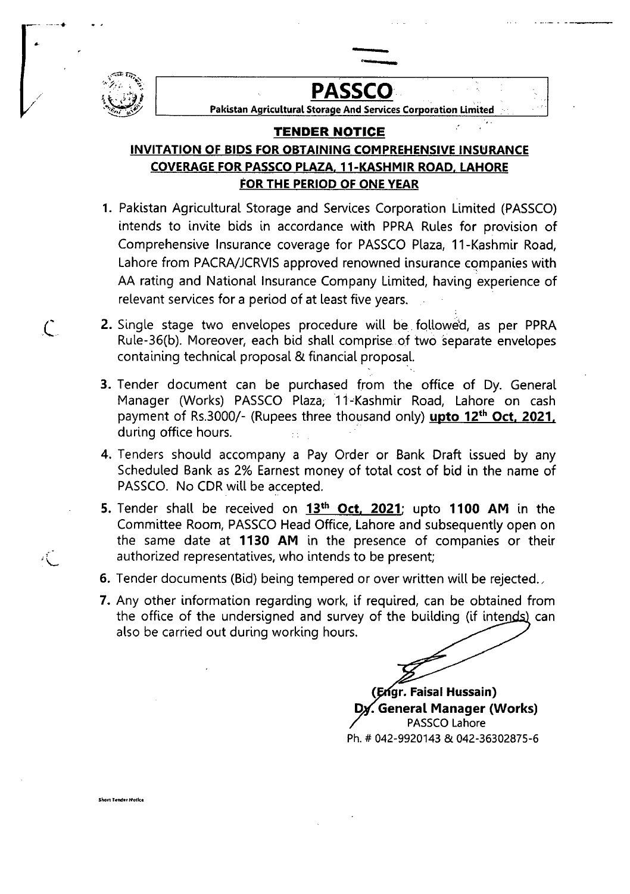# PASSCO

**Pakistan Agricultural Storage And Services Corporation Limited**

## TENDER NOTICE

## INVITATION OF BIDS FOR OBTAINING COMPREHENSIVE INSURANCE COVERAGE FOR PASSCO PLAZA, 11-KASHMIR ROAD, LAHORE FOR THE PERIOD OF ONE YEAR

1. Pakistan Agricultural Storage and Services Corporation Limited (PASSCO) intends to invite bids in accordance with PPRA Rules for provision of Comprehensive Insurance coverage for PASSCO Plaza, 11-Kashmir Road, Lahore from PACRA/JCRVIS approved renowned insurance companies with AA rating and National Insurance Company Limited, having experience of relevant services for a period of at least five years.

2. Single stage two envelopes procedure will be followed, as per PPRA Rule-36(b). Moreover, each bid shall comprise of two separate envelopes containing technical proposal & financial proposal.

3. Tender document can be purchased from the office of Dy. General Manager (Works) PASSCO Plaza, 11-Kashmir Road, Lahore on cash payment of Rs.3000/- (Rupees three thousand only) **upto 12th Oct, 2021,** during office hours.

4. Tenders should accompany a Pay Order or Bank Draft issued by any Scheduled Bank as 2% Earnest money of total cost of bid in the name of PASSCO. No CDR will be accepted.

5. Tender shall be received on **13th Oct, 2021**; upto **1100 AM** in the Committee Room, PASSCO Head Office, Lahore and subsequently open on the same date at **1130 AM** in the presence of companies or their authorized representatives, who intends to be present;

6. Tender documents (Bid) being tempered or over written will be rejected.

7. Any other information regarding work, if required, can be obtained from the office of the undersigned and survey of the building (if intends) can also be carried out during working hours.

**(Engr. Faisal Hussain)**
**Dy. General Manager (Works)**
PASSCO Lahore
Ph. # 042-9920143 & 042-36302875-6

Short Tender Notice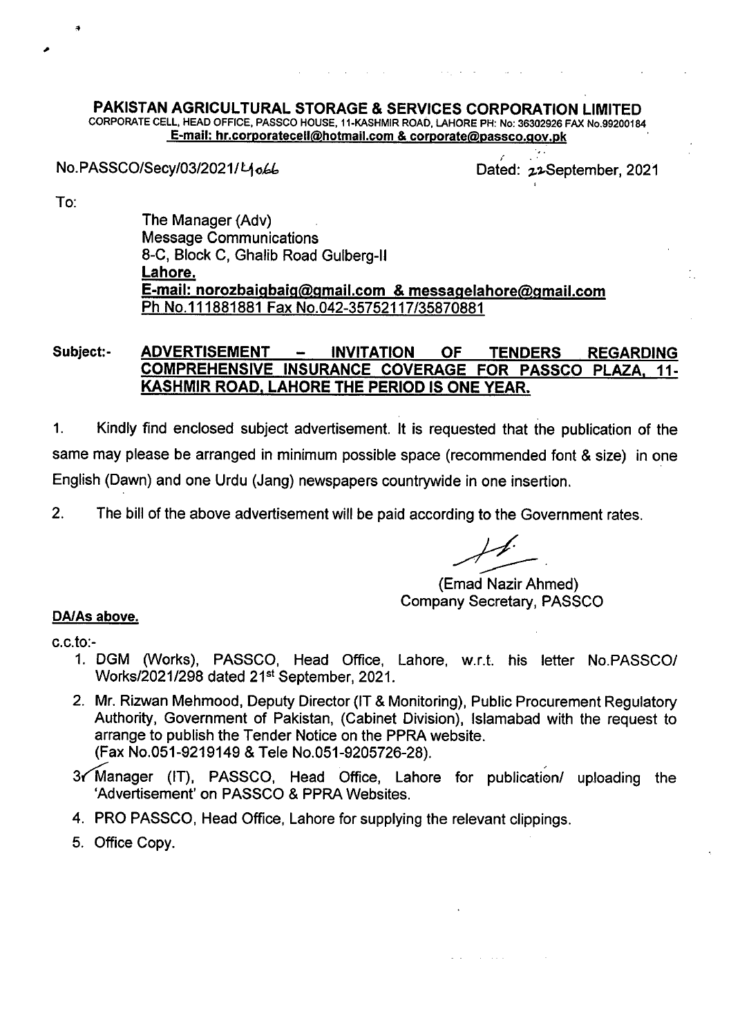**PAKISTAN AGRICULTURAL STORAGE & SERVICES CORPORATION LIMITED**
CORPORATE CELL, HEAD OFFICE, PASSCO HOUSE, 11-KASHMIR ROAD, LAHORE PH: No: 36302926 FAX No.99200184
**E-mail: hr.corporatecell@hotmail.com & corporate@passco.gov.pk**

No.PASSCO/Secy/03/2021/4066 | Dated: 22-September, 2021

To:

The Manager (Adv)
Message Communications
8-C, Block C, Ghalib Road Gulberg-II
**Lahore.**
**E-mail: norozbaigbaig@gmail.com & messagelahore@gmail.com**
Ph No.111881881 Fax No.042-35752117/35870881

**Subject:- ADVERTISEMENT – INVITATION OF TENDERS REGARDING COMPREHENSIVE INSURANCE COVERAGE FOR PASSCO PLAZA, 11-KASHMIR ROAD, LAHORE THE PERIOD IS ONE YEAR.**

1. Kindly find enclosed subject advertisement. It is requested that the publication of the same may please be arranged in minimum possible space (recommended font & size) in one English (Dawn) and one Urdu (Jang) newspapers countrywide in one insertion.

2. The bill of the above advertisement will be paid according to the Government rates.

(Emad Nazir Ahmed)
Company Secretary, PASSCO

**DA/As above.**

c.c.to:-

1. DGM (Works), PASSCO, Head Office, Lahore, w.r.t. his letter No.PASSCO/ Works/2021/298 dated 21st September, 2021.
2. Mr. Rizwan Mehmood, Deputy Director (IT & Monitoring), Public Procurement Regulatory Authority, Government of Pakistan, (Cabinet Division), Islamabad with the request to arrange to publish the Tender Notice on the PPRA website. (Fax No.051-9219149 & Tele No.051-9205726-28).
3. Manager (IT), PASSCO, Head Office, Lahore for publication/ uploading the 'Advertisement' on PASSCO & PPRA Websites.
4. PRO PASSCO, Head Office, Lahore for supplying the relevant clippings.
5. Office Copy.